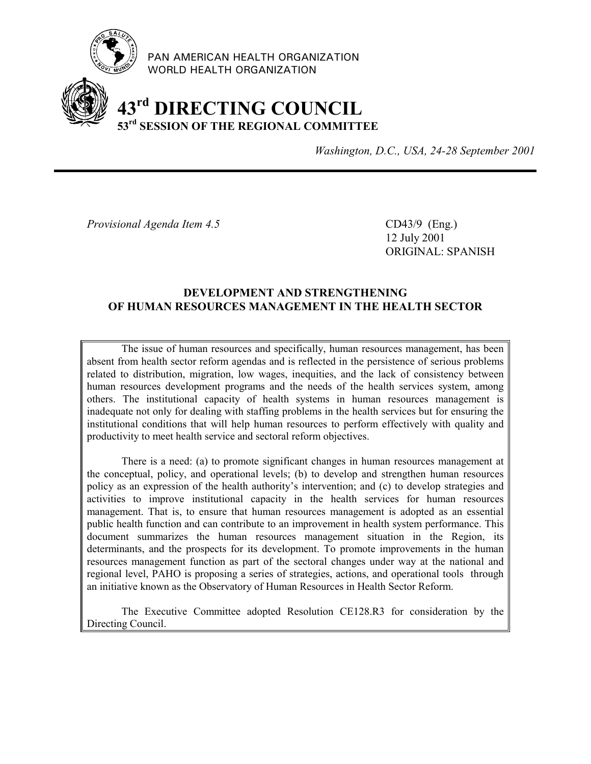PAN AMERICAN HEALTH ORGANIZATION
WORLD HEALTH ORGANIZATION

# 43rd DIRECTING COUNCIL
## 53rd SESSION OF THE REGIONAL COMMITTEE

*Washington, D.C., USA, 24-28 September 2001*

*Provisional Agenda Item 4.5*

CD43/9 (Eng.)
12 July 2001
ORIGINAL: SPANISH

## DEVELOPMENT AND STRENGTHENING OF HUMAN RESOURCES MANAGEMENT IN THE HEALTH SECTOR

The issue of human resources and specifically, human resources management, has been absent from health sector reform agendas and is reflected in the persistence of serious problems related to distribution, migration, low wages, inequities, and the lack of consistency between human resources development programs and the needs of the health services system, among others. The institutional capacity of health systems in human resources management is inadequate not only for dealing with staffing problems in the health services but for ensuring the institutional conditions that will help human resources to perform effectively with quality and productivity to meet health service and sectoral reform objectives.

There is a need: (a) to promote significant changes in human resources management at the conceptual, policy, and operational levels; (b) to develop and strengthen human resources policy as an expression of the health authority's intervention; and (c) to develop strategies and activities to improve institutional capacity in the health services for human resources management. That is, to ensure that human resources management is adopted as an essential public health function and can contribute to an improvement in health system performance. This document summarizes the human resources management situation in the Region, its determinants, and the prospects for its development. To promote improvements in the human resources management function as part of the sectoral changes under way at the national and regional level, PAHO is proposing a series of strategies, actions, and operational tools through an initiative known as the Observatory of Human Resources in Health Sector Reform.

The Executive Committee adopted Resolution CE128.R3 for consideration by the Directing Council.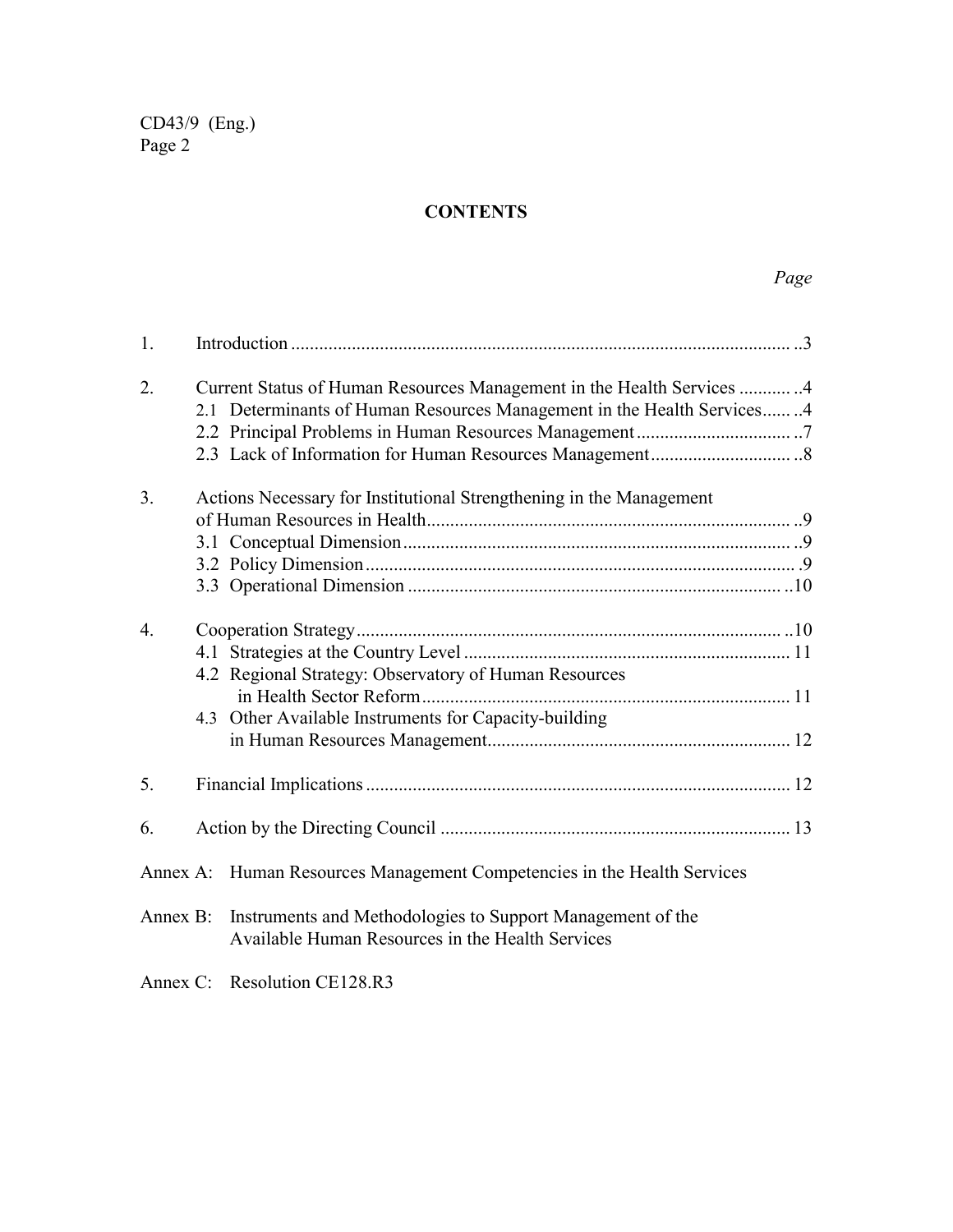## CONTENTS

*Page*

1. Introduction .......... 3

2. Current Status of Human Resources Management in the Health Services .......... 4
   - 2.1 Determinants of Human Resources Management in the Health Services .......... 4
   - 2.2 Principal Problems in Human Resources Management .......... 7
   - 2.3 Lack of Information for Human Resources Management .......... 8

3. Actions Necessary for Institutional Strengthening in the Management of Human Resources in Health .......... 9
   - 3.1 Conceptual Dimension .......... 9
   - 3.2 Policy Dimension .......... 9
   - 3.3 Operational Dimension .......... 10

4. Cooperation Strategy .......... 10
   - 4.1 Strategies at the Country Level .......... 11
   - 4.2 Regional Strategy: Observatory of Human Resources in Health Sector Reform .......... 11
   - 4.3 Other Available Instruments for Capacity-building in Human Resources Management .......... 12

5. Financial Implications .......... 12

6. Action by the Directing Council .......... 13

Annex A: Human Resources Management Competencies in the Health Services

Annex B: Instruments and Methodologies to Support Management of the Available Human Resources in the Health Services

Annex C: Resolution CE128.R3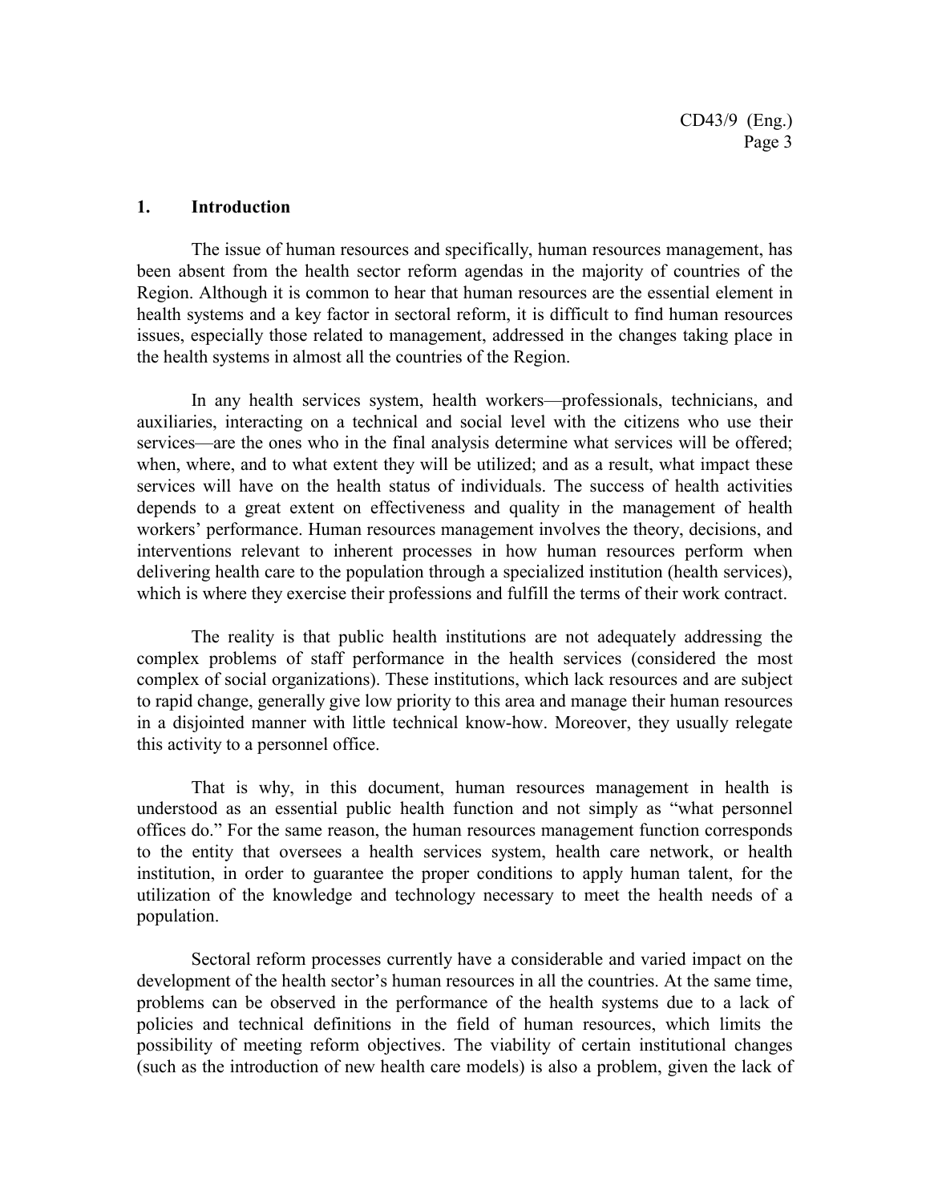## 1. Introduction

The issue of human resources and specifically, human resources management, has been absent from the health sector reform agendas in the majority of countries of the Region. Although it is common to hear that human resources are the essential element in health systems and a key factor in sectoral reform, it is difficult to find human resources issues, especially those related to management, addressed in the changes taking place in the health systems in almost all the countries of the Region.

In any health services system, health workers—professionals, technicians, and auxiliaries, interacting on a technical and social level with the citizens who use their services—are the ones who in the final analysis determine what services will be offered; when, where, and to what extent they will be utilized; and as a result, what impact these services will have on the health status of individuals. The success of health activities depends to a great extent on effectiveness and quality in the management of health workers' performance. Human resources management involves the theory, decisions, and interventions relevant to inherent processes in how human resources perform when delivering health care to the population through a specialized institution (health services), which is where they exercise their professions and fulfill the terms of their work contract.

The reality is that public health institutions are not adequately addressing the complex problems of staff performance in the health services (considered the most complex of social organizations). These institutions, which lack resources and are subject to rapid change, generally give low priority to this area and manage their human resources in a disjointed manner with little technical know-how. Moreover, they usually relegate this activity to a personnel office.

That is why, in this document, human resources management in health is understood as an essential public health function and not simply as "what personnel offices do." For the same reason, the human resources management function corresponds to the entity that oversees a health services system, health care network, or health institution, in order to guarantee the proper conditions to apply human talent, for the utilization of the knowledge and technology necessary to meet the health needs of a population.

Sectoral reform processes currently have a considerable and varied impact on the development of the health sector's human resources in all the countries. At the same time, problems can be observed in the performance of the health systems due to a lack of policies and technical definitions in the field of human resources, which limits the possibility of meeting reform objectives. The viability of certain institutional changes (such as the introduction of new health care models) is also a problem, given the lack of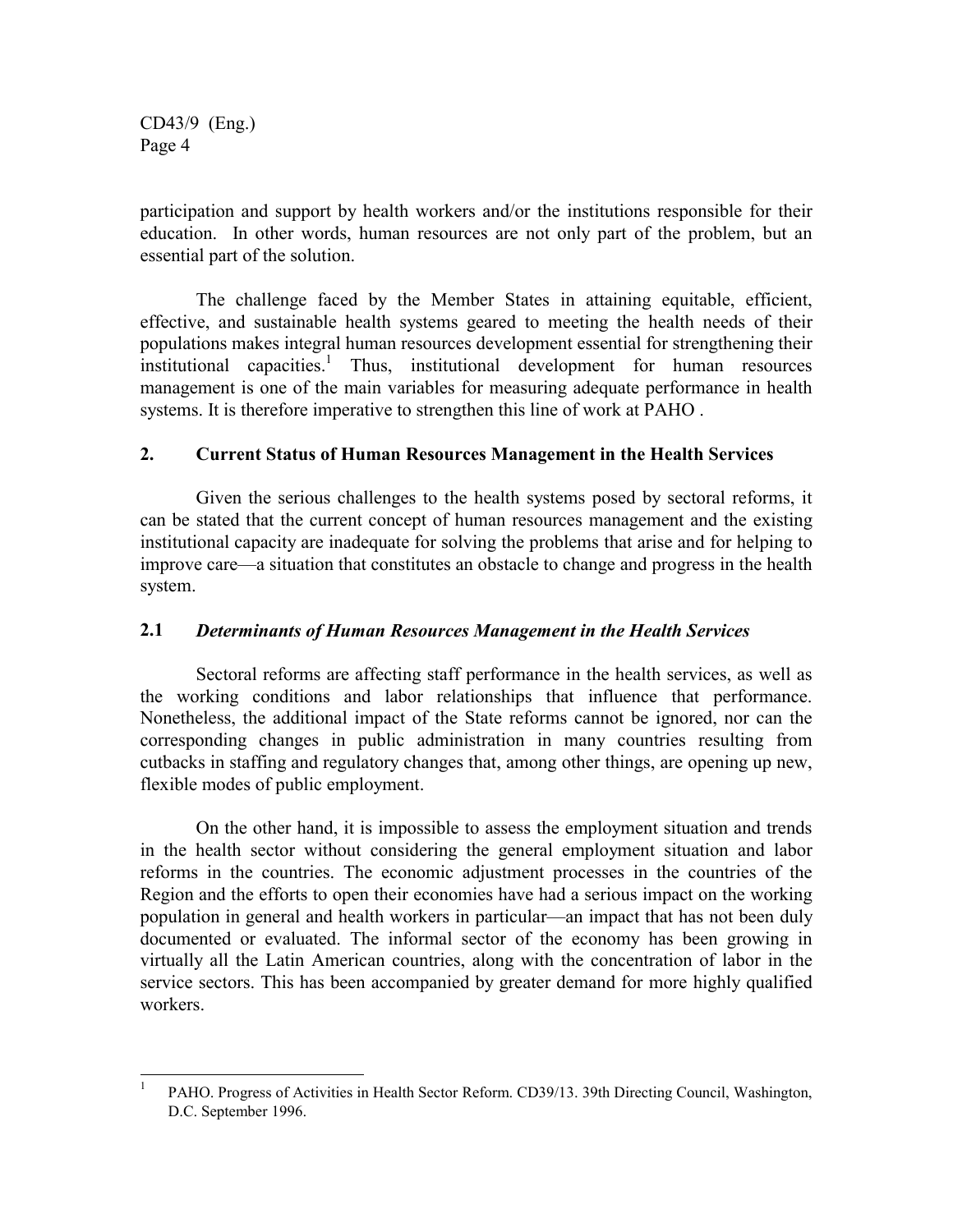participation and support by health workers and/or the institutions responsible for their education. In other words, human resources are not only part of the problem, but an essential part of the solution.

The challenge faced by the Member States in attaining equitable, efficient, effective, and sustainable health systems geared to meeting the health needs of their populations makes integral human resources development essential for strengthening their institutional capacities.[1] Thus, institutional development for human resources management is one of the main variables for measuring adequate performance in health systems. It is therefore imperative to strengthen this line of work at PAHO .

## 2. Current Status of Human Resources Management in the Health Services

Given the serious challenges to the health systems posed by sectoral reforms, it can be stated that the current concept of human resources management and the existing institutional capacity are inadequate for solving the problems that arise and for helping to improve care—a situation that constitutes an obstacle to change and progress in the health system.

### 2.1 *Determinants of Human Resources Management in the Health Services*

Sectoral reforms are affecting staff performance in the health services, as well as the working conditions and labor relationships that influence that performance. Nonetheless, the additional impact of the State reforms cannot be ignored, nor can the corresponding changes in public administration in many countries resulting from cutbacks in staffing and regulatory changes that, among other things, are opening up new, flexible modes of public employment.

On the other hand, it is impossible to assess the employment situation and trends in the health sector without considering the general employment situation and labor reforms in the countries. The economic adjustment processes in the countries of the Region and the efforts to open their economies have had a serious impact on the working population in general and health workers in particular—an impact that has not been duly documented or evaluated. The informal sector of the economy has been growing in virtually all the Latin American countries, along with the concentration of labor in the service sectors. This has been accompanied by greater demand for more highly qualified workers.

---

[1] PAHO. Progress of Activities in Health Sector Reform. CD39/13. 39th Directing Council, Washington, D.C. September 1996.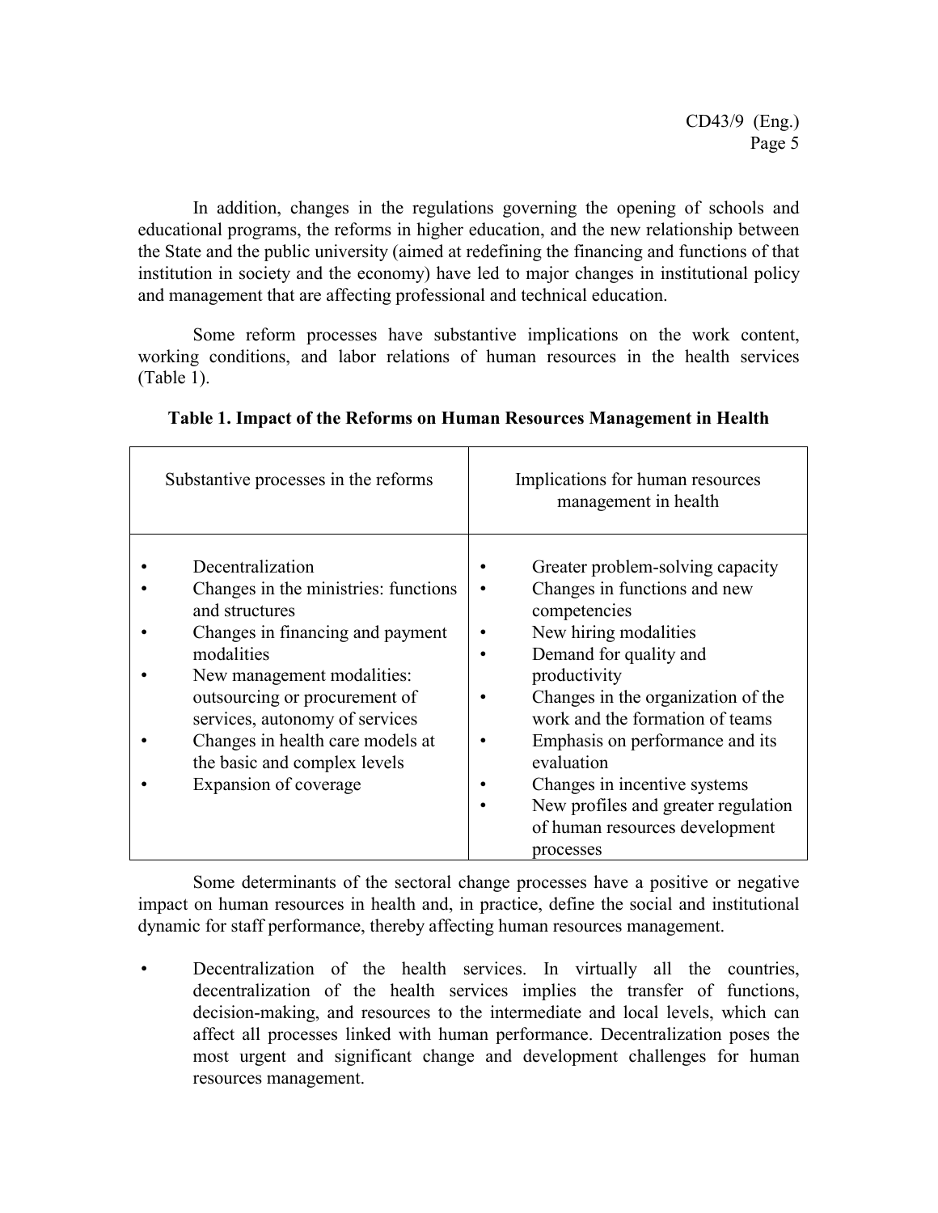In addition, changes in the regulations governing the opening of schools and educational programs, the reforms in higher education, and the new relationship between the State and the public university (aimed at redefining the financing and functions of that institution in society and the economy) have led to major changes in institutional policy and management that are affecting professional and technical education.

Some reform processes have substantive implications on the work content, working conditions, and labor relations of human resources in the health services (Table 1).

**Table 1. Impact of the Reforms on Human Resources Management in Health**

| Substantive processes in the reforms | Implications for human resources management in health |
|---|---|
| • Decentralization<br>• Changes in the ministries: functions and structures<br>• Changes in financing and payment modalities<br>• New management modalities: outsourcing or procurement of services, autonomy of services<br>• Changes in health care models at the basic and complex levels<br>• Expansion of coverage | • Greater problem-solving capacity<br>• Changes in functions and new competencies<br>• New hiring modalities<br>• Demand for quality and productivity<br>• Changes in the organization of the work and the formation of teams<br>• Emphasis on performance and its evaluation<br>• Changes in incentive systems<br>• New profiles and greater regulation of human resources development processes |

Some determinants of the sectoral change processes have a positive or negative impact on human resources in health and, in practice, define the social and institutional dynamic for staff performance, thereby affecting human resources management.

- Decentralization of the health services. In virtually all the countries, decentralization of the health services implies the transfer of functions, decision-making, and resources to the intermediate and local levels, which can affect all processes linked with human performance. Decentralization poses the most urgent and significant change and development challenges for human resources management.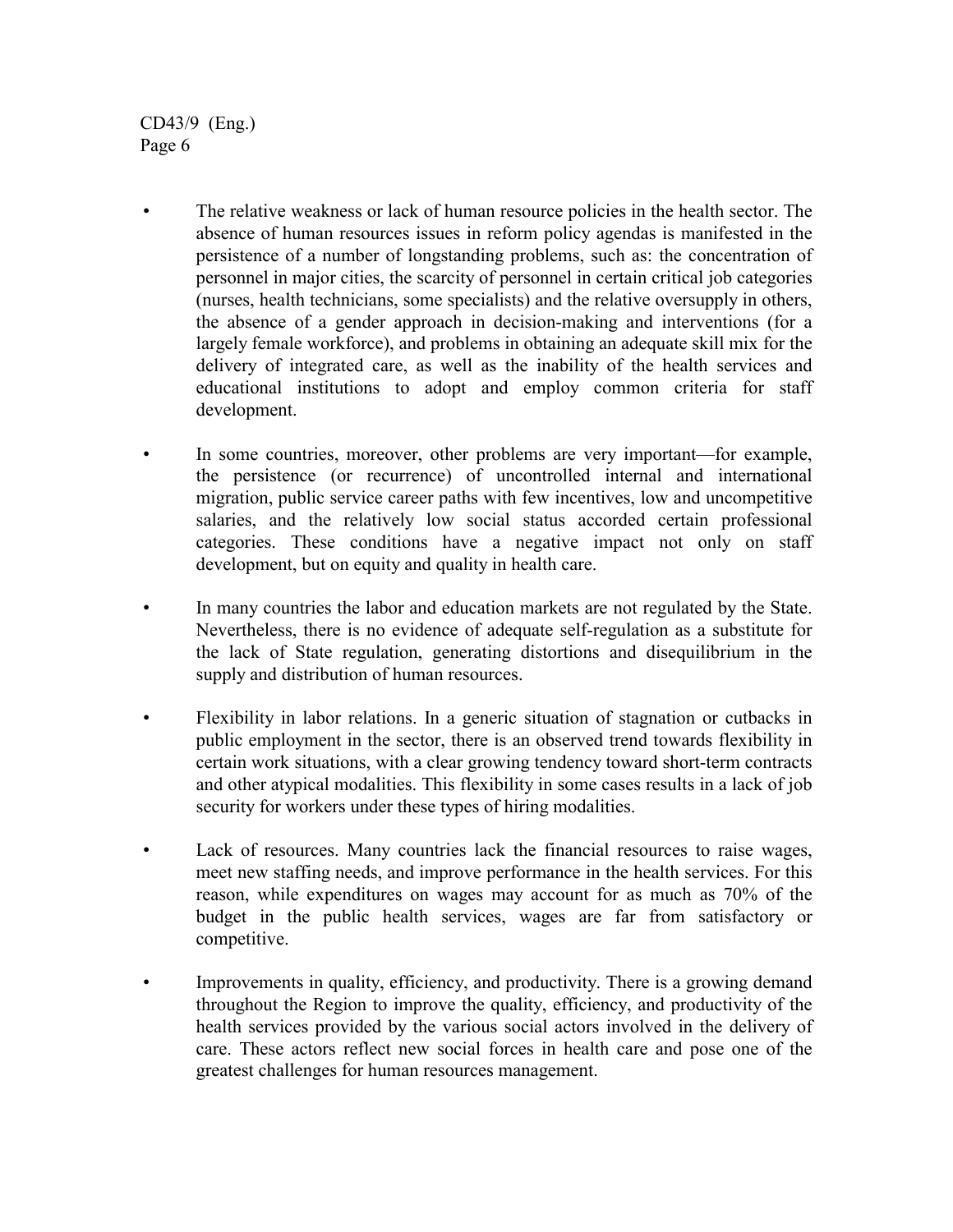- The relative weakness or lack of human resource policies in the health sector. The absence of human resources issues in reform policy agendas is manifested in the persistence of a number of longstanding problems, such as: the concentration of personnel in major cities, the scarcity of personnel in certain critical job categories (nurses, health technicians, some specialists) and the relative oversupply in others, the absence of a gender approach in decision-making and interventions (for a largely female workforce), and problems in obtaining an adequate skill mix for the delivery of integrated care, as well as the inability of the health services and educational institutions to adopt and employ common criteria for staff development.

- In some countries, moreover, other problems are very important—for example, the persistence (or recurrence) of uncontrolled internal and international migration, public service career paths with few incentives, low and uncompetitive salaries, and the relatively low social status accorded certain professional categories. These conditions have a negative impact not only on staff development, but on equity and quality in health care.

- In many countries the labor and education markets are not regulated by the State. Nevertheless, there is no evidence of adequate self-regulation as a substitute for the lack of State regulation, generating distortions and disequilibrium in the supply and distribution of human resources.

- Flexibility in labor relations. In a generic situation of stagnation or cutbacks in public employment in the sector, there is an observed trend towards flexibility in certain work situations, with a clear growing tendency toward short-term contracts and other atypical modalities. This flexibility in some cases results in a lack of job security for workers under these types of hiring modalities.

- Lack of resources. Many countries lack the financial resources to raise wages, meet new staffing needs, and improve performance in the health services. For this reason, while expenditures on wages may account for as much as 70% of the budget in the public health services, wages are far from satisfactory or competitive.

- Improvements in quality, efficiency, and productivity. There is a growing demand throughout the Region to improve the quality, efficiency, and productivity of the health services provided by the various social actors involved in the delivery of care. These actors reflect new social forces in health care and pose one of the greatest challenges for human resources management.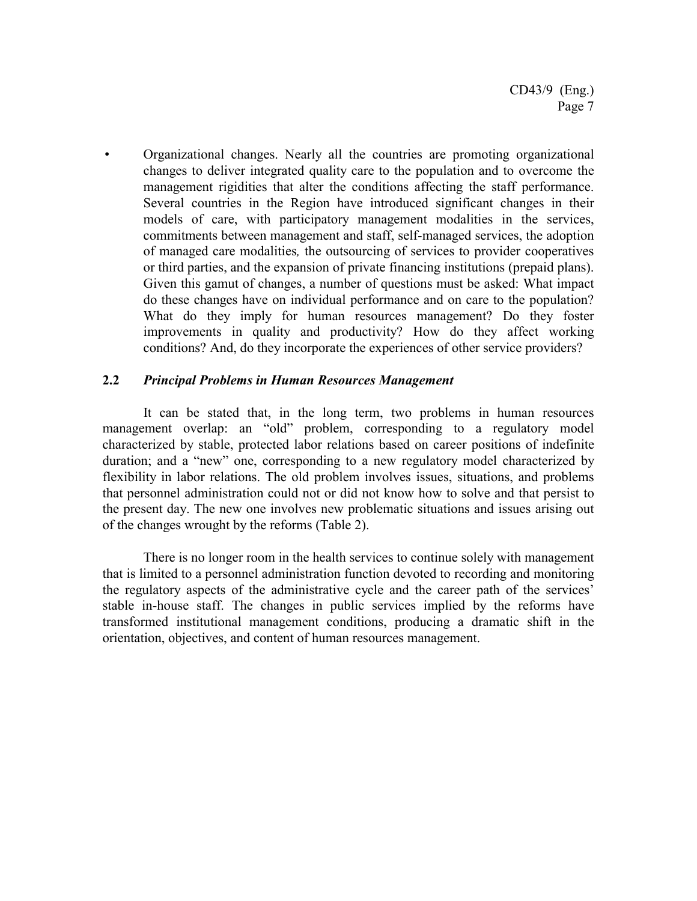- Organizational changes. Nearly all the countries are promoting organizational changes to deliver integrated quality care to the population and to overcome the management rigidities that alter the conditions affecting the staff performance. Several countries in the Region have introduced significant changes in their models of care, with participatory management modalities in the services, commitments between management and staff, self-managed services, the adoption of managed care modalities*,* the outsourcing of services to provider cooperatives or third parties, and the expansion of private financing institutions (prepaid plans). Given this gamut of changes, a number of questions must be asked: What impact do these changes have on individual performance and on care to the population? What do they imply for human resources management? Do they foster improvements in quality and productivity? How do they affect working conditions? And, do they incorporate the experiences of other service providers?

### 2.2 *Principal Problems in Human Resources Management*

It can be stated that, in the long term, two problems in human resources management overlap: an "old" problem, corresponding to a regulatory model characterized by stable, protected labor relations based on career positions of indefinite duration; and a "new" one, corresponding to a new regulatory model characterized by flexibility in labor relations. The old problem involves issues, situations, and problems that personnel administration could not or did not know how to solve and that persist to the present day. The new one involves new problematic situations and issues arising out of the changes wrought by the reforms (Table 2).

There is no longer room in the health services to continue solely with management that is limited to a personnel administration function devoted to recording and monitoring the regulatory aspects of the administrative cycle and the career path of the services' stable in-house staff. The changes in public services implied by the reforms have transformed institutional management conditions, producing a dramatic shift in the orientation, objectives, and content of human resources management.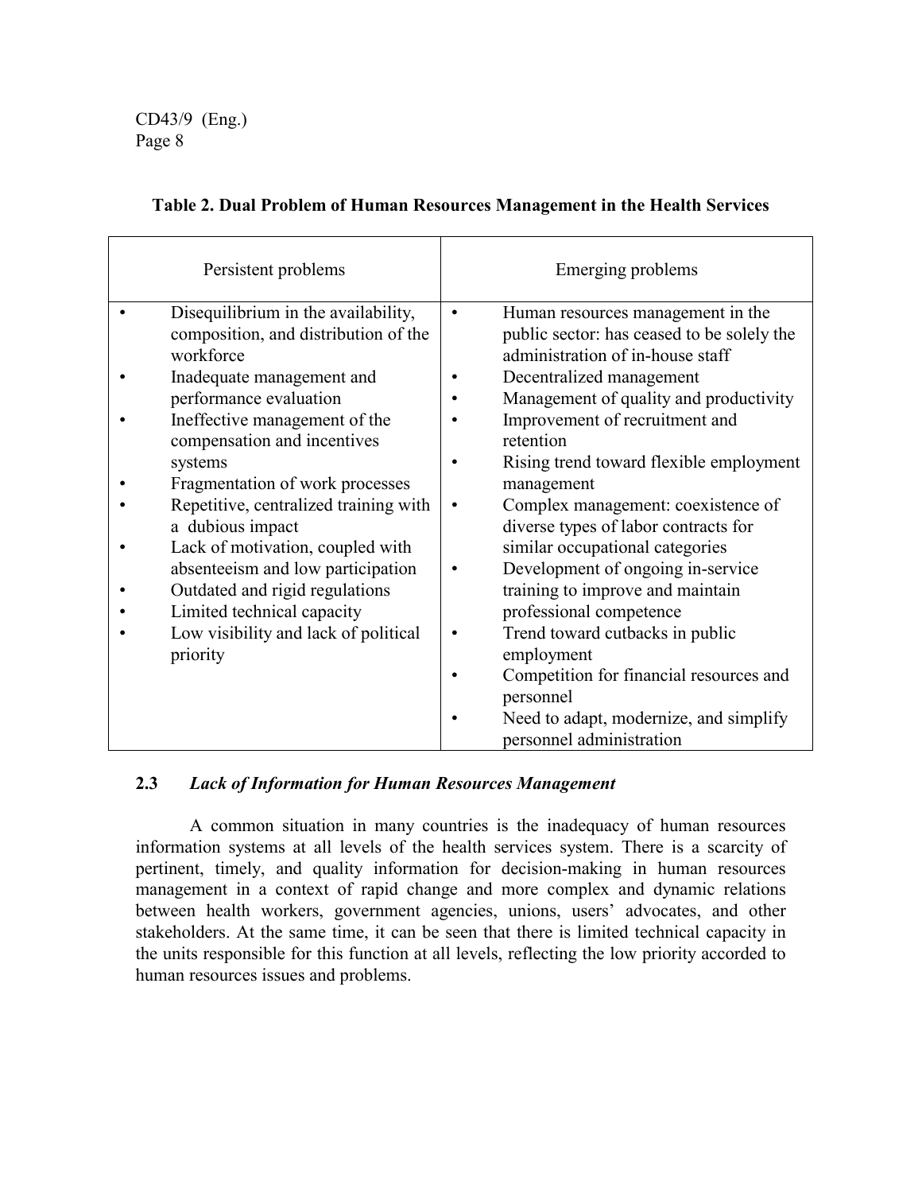**Table 2. Dual Problem of Human Resources Management in the Health Services**

| Persistent problems | Emerging problems |
|---|---|
| • Disequilibrium in the availability, composition, and distribution of the workforce<br>• Inadequate management and performance evaluation<br>• Ineffective management of the compensation and incentives systems<br>• Fragmentation of work processes<br>• Repetitive, centralized training with a dubious impact<br>• Lack of motivation, coupled with absenteeism and low participation<br>• Outdated and rigid regulations<br>• Limited technical capacity<br>• Low visibility and lack of political priority | • Human resources management in the public sector: has ceased to be solely the administration of in-house staff<br>• Decentralized management<br>• Management of quality and productivity<br>• Improvement of recruitment and retention<br>• Rising trend toward flexible employment management<br>• Complex management: coexistence of diverse types of labor contracts for similar occupational categories<br>• Development of ongoing in-service training to improve and maintain professional competence<br>• Trend toward cutbacks in public employment<br>• Competition for financial resources and personnel<br>• Need to adapt, modernize, and simplify personnel administration |

### 2.3 *Lack of Information for Human Resources Management*

A common situation in many countries is the inadequacy of human resources information systems at all levels of the health services system. There is a scarcity of pertinent, timely, and quality information for decision-making in human resources management in a context of rapid change and more complex and dynamic relations between health workers, government agencies, unions, users' advocates, and other stakeholders. At the same time, it can be seen that there is limited technical capacity in the units responsible for this function at all levels, reflecting the low priority accorded to human resources issues and problems.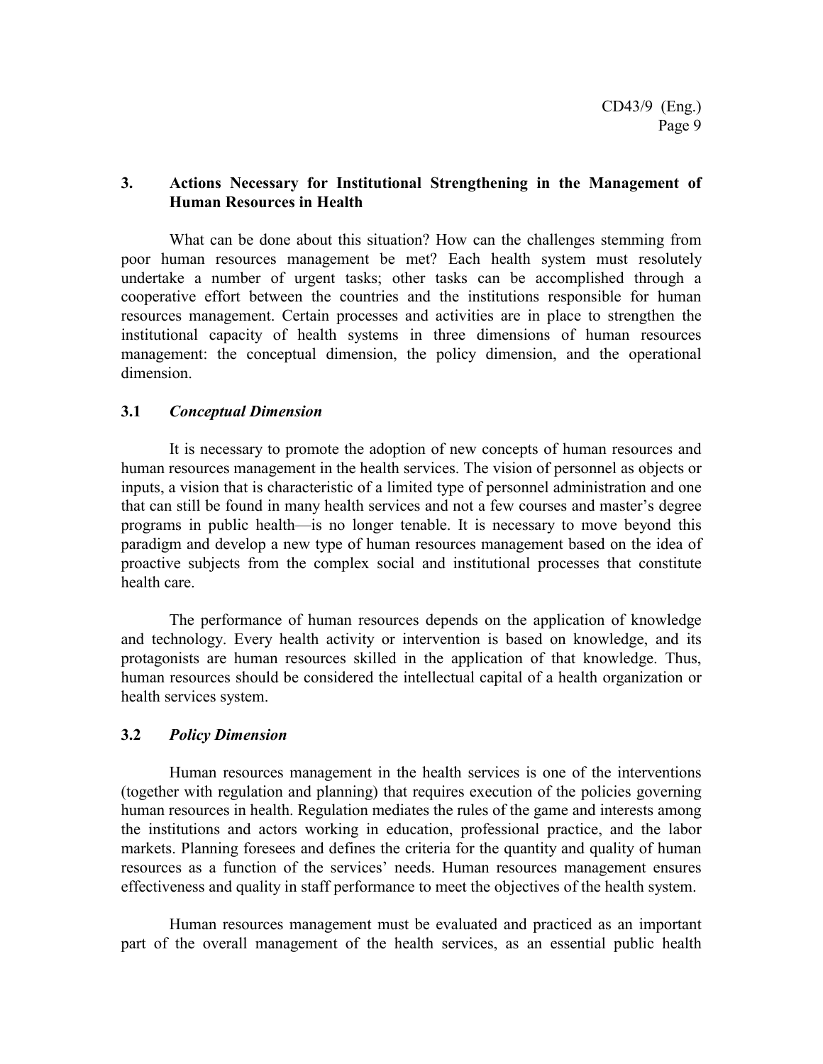## 3. Actions Necessary for Institutional Strengthening in the Management of Human Resources in Health

What can be done about this situation? How can the challenges stemming from poor human resources management be met? Each health system must resolutely undertake a number of urgent tasks; other tasks can be accomplished through a cooperative effort between the countries and the institutions responsible for human resources management. Certain processes and activities are in place to strengthen the institutional capacity of health systems in three dimensions of human resources management: the conceptual dimension, the policy dimension, and the operational dimension.

### 3.1 *Conceptual Dimension*

It is necessary to promote the adoption of new concepts of human resources and human resources management in the health services. The vision of personnel as objects or inputs, a vision that is characteristic of a limited type of personnel administration and one that can still be found in many health services and not a few courses and master's degree programs in public health—is no longer tenable. It is necessary to move beyond this paradigm and develop a new type of human resources management based on the idea of proactive subjects from the complex social and institutional processes that constitute health care.

The performance of human resources depends on the application of knowledge and technology. Every health activity or intervention is based on knowledge, and its protagonists are human resources skilled in the application of that knowledge. Thus, human resources should be considered the intellectual capital of a health organization or health services system.

### 3.2 *Policy Dimension*

Human resources management in the health services is one of the interventions (together with regulation and planning) that requires execution of the policies governing human resources in health. Regulation mediates the rules of the game and interests among the institutions and actors working in education, professional practice, and the labor markets. Planning foresees and defines the criteria for the quantity and quality of human resources as a function of the services' needs. Human resources management ensures effectiveness and quality in staff performance to meet the objectives of the health system.

Human resources management must be evaluated and practiced as an important part of the overall management of the health services, as an essential public health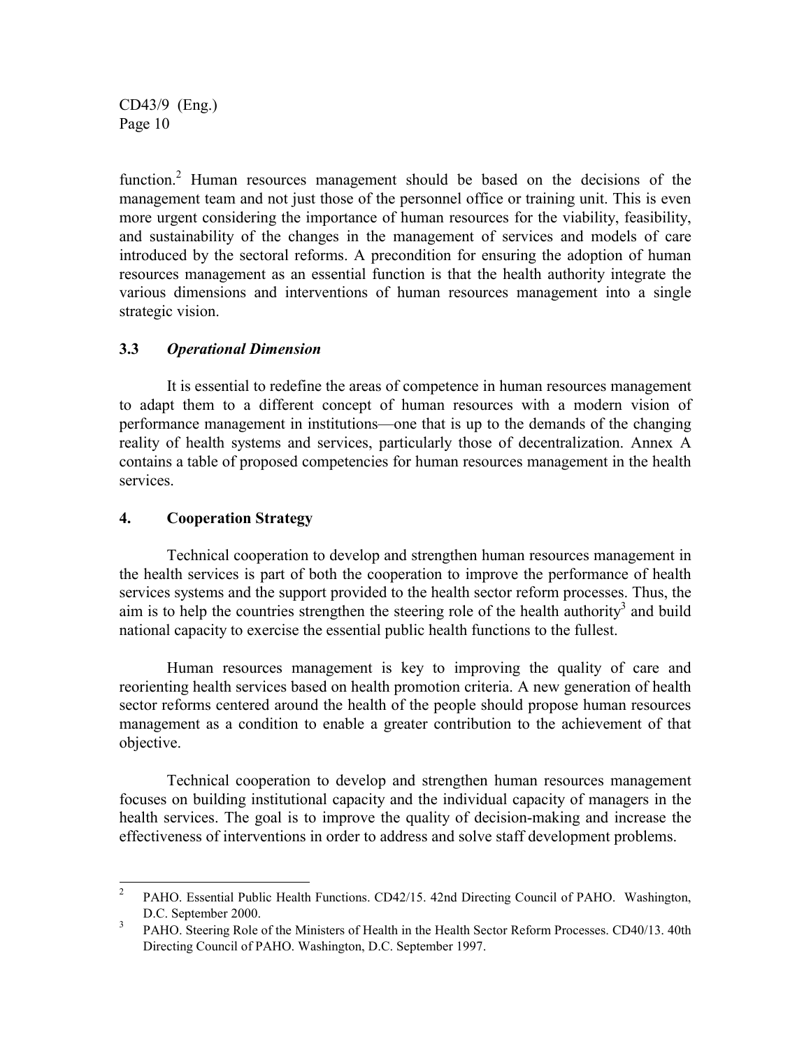function.[2] Human resources management should be based on the decisions of the management team and not just those of the personnel office or training unit. This is even more urgent considering the importance of human resources for the viability, feasibility, and sustainability of the changes in the management of services and models of care introduced by the sectoral reforms. A precondition for ensuring the adoption of human resources management as an essential function is that the health authority integrate the various dimensions and interventions of human resources management into a single strategic vision.

### 3.3 *Operational Dimension*

It is essential to redefine the areas of competence in human resources management to adapt them to a different concept of human resources with a modern vision of performance management in institutions—one that is up to the demands of the changing reality of health systems and services, particularly those of decentralization. Annex A contains a table of proposed competencies for human resources management in the health services.

## 4. Cooperation Strategy

Technical cooperation to develop and strengthen human resources management in the health services is part of both the cooperation to improve the performance of health services systems and the support provided to the health sector reform processes. Thus, the aim is to help the countries strengthen the steering role of the health authority[3] and build national capacity to exercise the essential public health functions to the fullest.

Human resources management is key to improving the quality of care and reorienting health services based on health promotion criteria. A new generation of health sector reforms centered around the health of the people should propose human resources management as a condition to enable a greater contribution to the achievement of that objective.

Technical cooperation to develop and strengthen human resources management focuses on building institutional capacity and the individual capacity of managers in the health services. The goal is to improve the quality of decision-making and increase the effectiveness of interventions in order to address and solve staff development problems.

---

[2] PAHO. Essential Public Health Functions. CD42/15. 42nd Directing Council of PAHO. Washington, D.C. September 2000.

[3] PAHO. Steering Role of the Ministers of Health in the Health Sector Reform Processes. CD40/13. 40th Directing Council of PAHO. Washington, D.C. September 1997.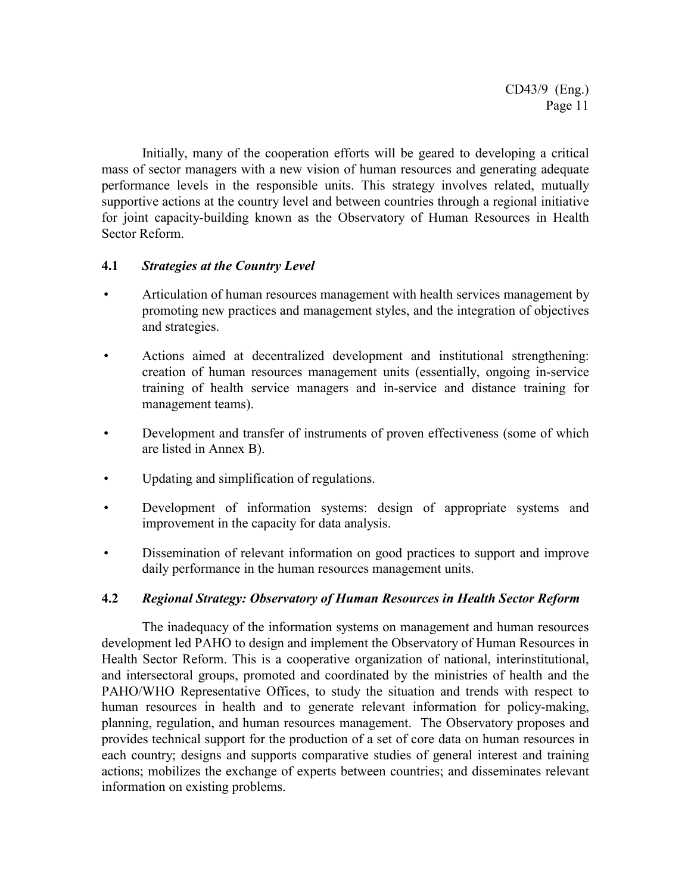Initially, many of the cooperation efforts will be geared to developing a critical mass of sector managers with a new vision of human resources and generating adequate performance levels in the responsible units. This strategy involves related, mutually supportive actions at the country level and between countries through a regional initiative for joint capacity-building known as the Observatory of Human Resources in Health Sector Reform.

### 4.1 *Strategies at the Country Level*

- Articulation of human resources management with health services management by promoting new practices and management styles, and the integration of objectives and strategies.
- Actions aimed at decentralized development and institutional strengthening: creation of human resources management units (essentially, ongoing in-service training of health service managers and in-service and distance training for management teams).
- Development and transfer of instruments of proven effectiveness (some of which are listed in Annex B).
- Updating and simplification of regulations.
- Development of information systems: design of appropriate systems and improvement in the capacity for data analysis.
- Dissemination of relevant information on good practices to support and improve daily performance in the human resources management units.

### 4.2 *Regional Strategy: Observatory of Human Resources in Health Sector Reform*

The inadequacy of the information systems on management and human resources development led PAHO to design and implement the Observatory of Human Resources in Health Sector Reform. This is a cooperative organization of national, interinstitutional, and intersectoral groups, promoted and coordinated by the ministries of health and the PAHO/WHO Representative Offices, to study the situation and trends with respect to human resources in health and to generate relevant information for policy-making, planning, regulation, and human resources management. The Observatory proposes and provides technical support for the production of a set of core data on human resources in each country; designs and supports comparative studies of general interest and training actions; mobilizes the exchange of experts between countries; and disseminates relevant information on existing problems.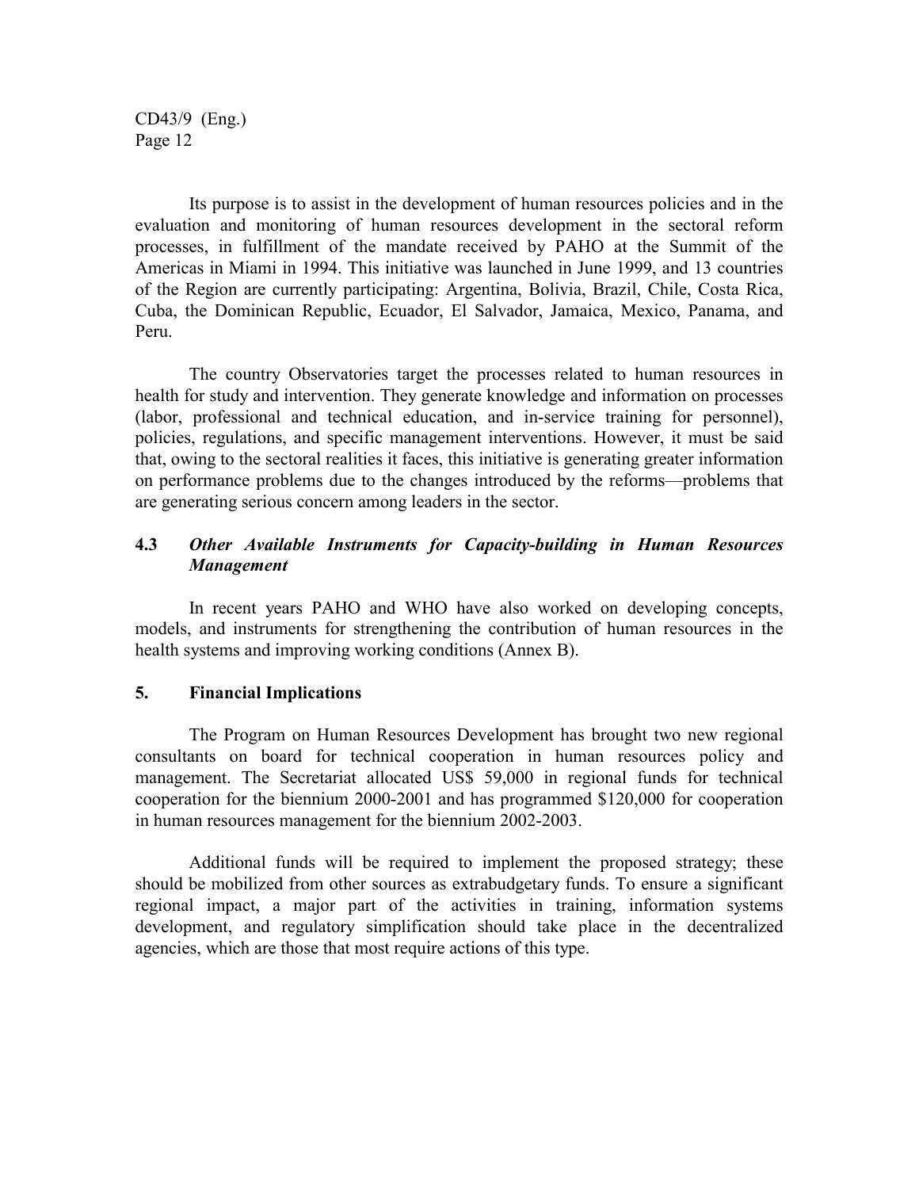Its purpose is to assist in the development of human resources policies and in the evaluation and monitoring of human resources development in the sectoral reform processes, in fulfillment of the mandate received by PAHO at the Summit of the Americas in Miami in 1994. This initiative was launched in June 1999, and 13 countries of the Region are currently participating: Argentina, Bolivia, Brazil, Chile, Costa Rica, Cuba, the Dominican Republic, Ecuador, El Salvador, Jamaica, Mexico, Panama, and Peru.

The country Observatories target the processes related to human resources in health for study and intervention. They generate knowledge and information on processes (labor, professional and technical education, and in-service training for personnel), policies, regulations, and specific management interventions. However, it must be said that, owing to the sectoral realities it faces, this initiative is generating greater information on performance problems due to the changes introduced by the reforms—problems that are generating serious concern among leaders in the sector.

### 4.3 *Other Available Instruments for Capacity-building in Human Resources Management*

In recent years PAHO and WHO have also worked on developing concepts, models, and instruments for strengthening the contribution of human resources in the health systems and improving working conditions (Annex B).

## 5. Financial Implications

The Program on Human Resources Development has brought two new regional consultants on board for technical cooperation in human resources policy and management. The Secretariat allocated US$ 59,000 in regional funds for technical cooperation for the biennium 2000-2001 and has programmed $120,000 for cooperation in human resources management for the biennium 2002-2003.

Additional funds will be required to implement the proposed strategy; these should be mobilized from other sources as extrabudgetary funds. To ensure a significant regional impact, a major part of the activities in training, information systems development, and regulatory simplification should take place in the decentralized agencies, which are those that most require actions of this type.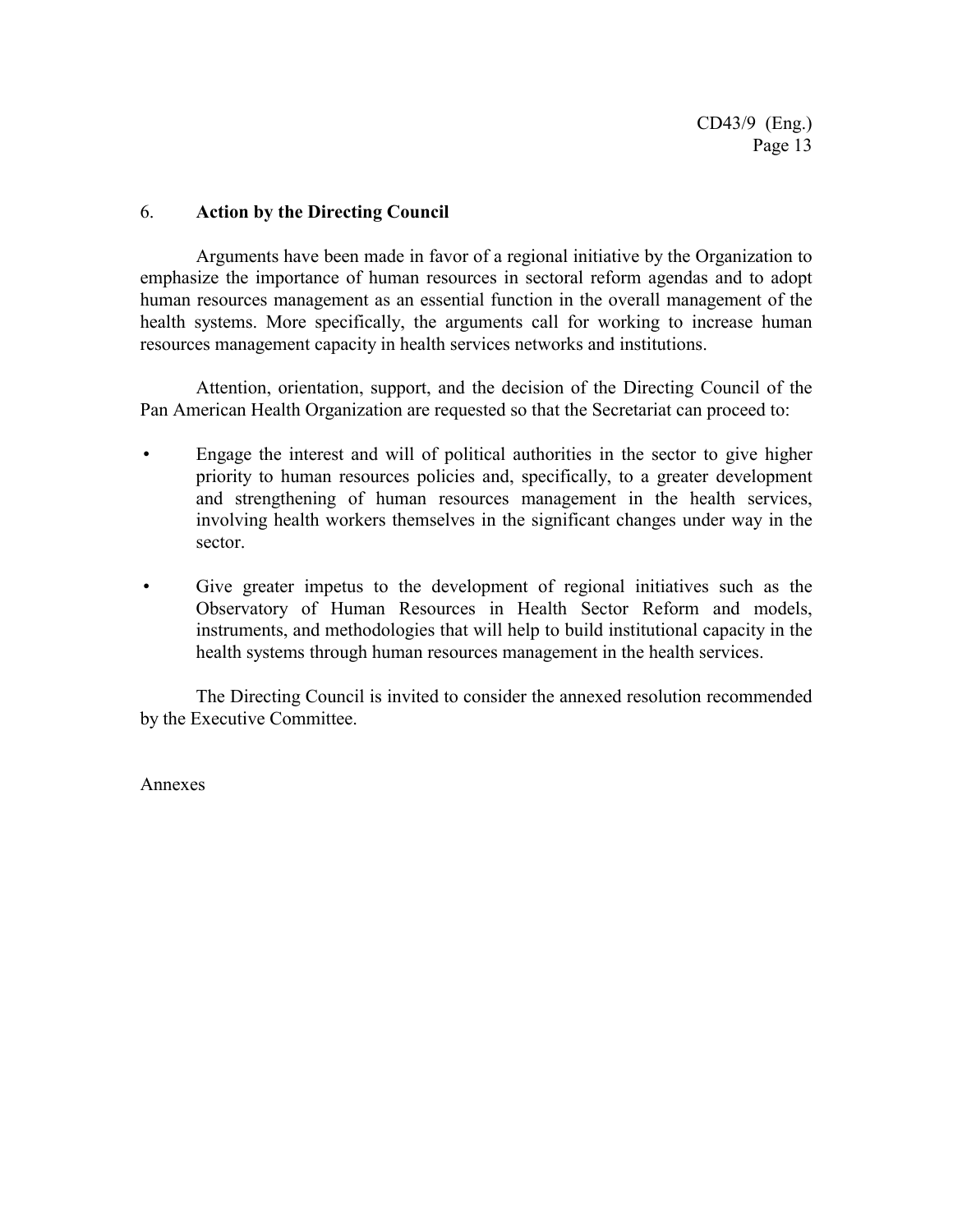## 6. Action by the Directing Council

Arguments have been made in favor of a regional initiative by the Organization to emphasize the importance of human resources in sectoral reform agendas and to adopt human resources management as an essential function in the overall management of the health systems. More specifically, the arguments call for working to increase human resources management capacity in health services networks and institutions.

Attention, orientation, support, and the decision of the Directing Council of the Pan American Health Organization are requested so that the Secretariat can proceed to:

- Engage the interest and will of political authorities in the sector to give higher priority to human resources policies and, specifically, to a greater development and strengthening of human resources management in the health services, involving health workers themselves in the significant changes under way in the sector.
- Give greater impetus to the development of regional initiatives such as the Observatory of Human Resources in Health Sector Reform and models, instruments, and methodologies that will help to build institutional capacity in the health systems through human resources management in the health services.

The Directing Council is invited to consider the annexed resolution recommended by the Executive Committee.

Annexes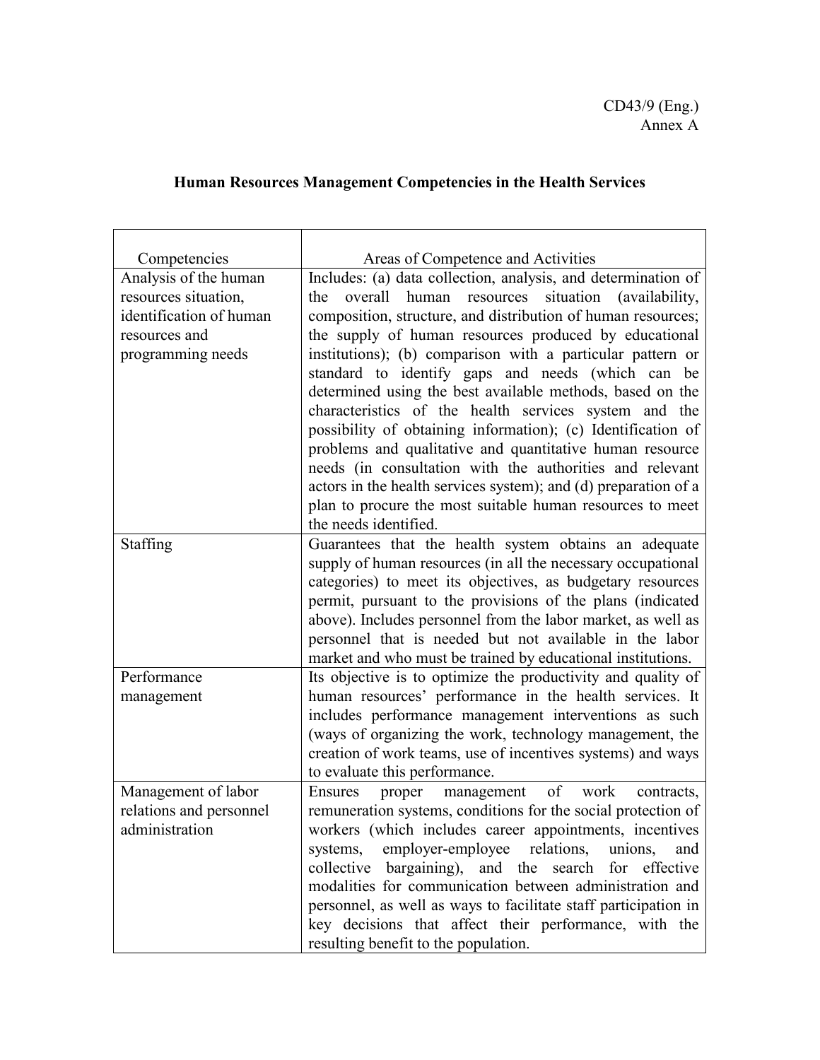# Human Resources Management Competencies in the Health Services

| Competencies | Areas of Competence and Activities |
|---|---|
| Analysis of the human resources situation, identification of human resources and programming needs | Includes: (a) data collection, analysis, and determination of the overall human resources situation (availability, composition, structure, and distribution of human resources; the supply of human resources produced by educational institutions); (b) comparison with a particular pattern or standard to identify gaps and needs (which can be determined using the best available methods, based on the characteristics of the health services system and the possibility of obtaining information); (c) Identification of problems and qualitative and quantitative human resource needs (in consultation with the authorities and relevant actors in the health services system); and (d) preparation of a plan to procure the most suitable human resources to meet the needs identified. |
| Staffing | Guarantees that the health system obtains an adequate supply of human resources (in all the necessary occupational categories) to meet its objectives, as budgetary resources permit, pursuant to the provisions of the plans (indicated above). Includes personnel from the labor market, as well as personnel that is needed but not available in the labor market and who must be trained by educational institutions. |
| Performance management | Its objective is to optimize the productivity and quality of human resources' performance in the health services. It includes performance management interventions as such (ways of organizing the work, technology management, the creation of work teams, use of incentives systems) and ways to evaluate this performance. |
| Management of labor relations and personnel administration | Ensures proper management of work contracts, remuneration systems, conditions for the social protection of workers (which includes career appointments, incentives systems, employer-employee relations, unions, and collective bargaining), and the search for effective modalities for communication between administration and personnel, as well as ways to facilitate staff participation in key decisions that affect their performance, with the resulting benefit to the population. |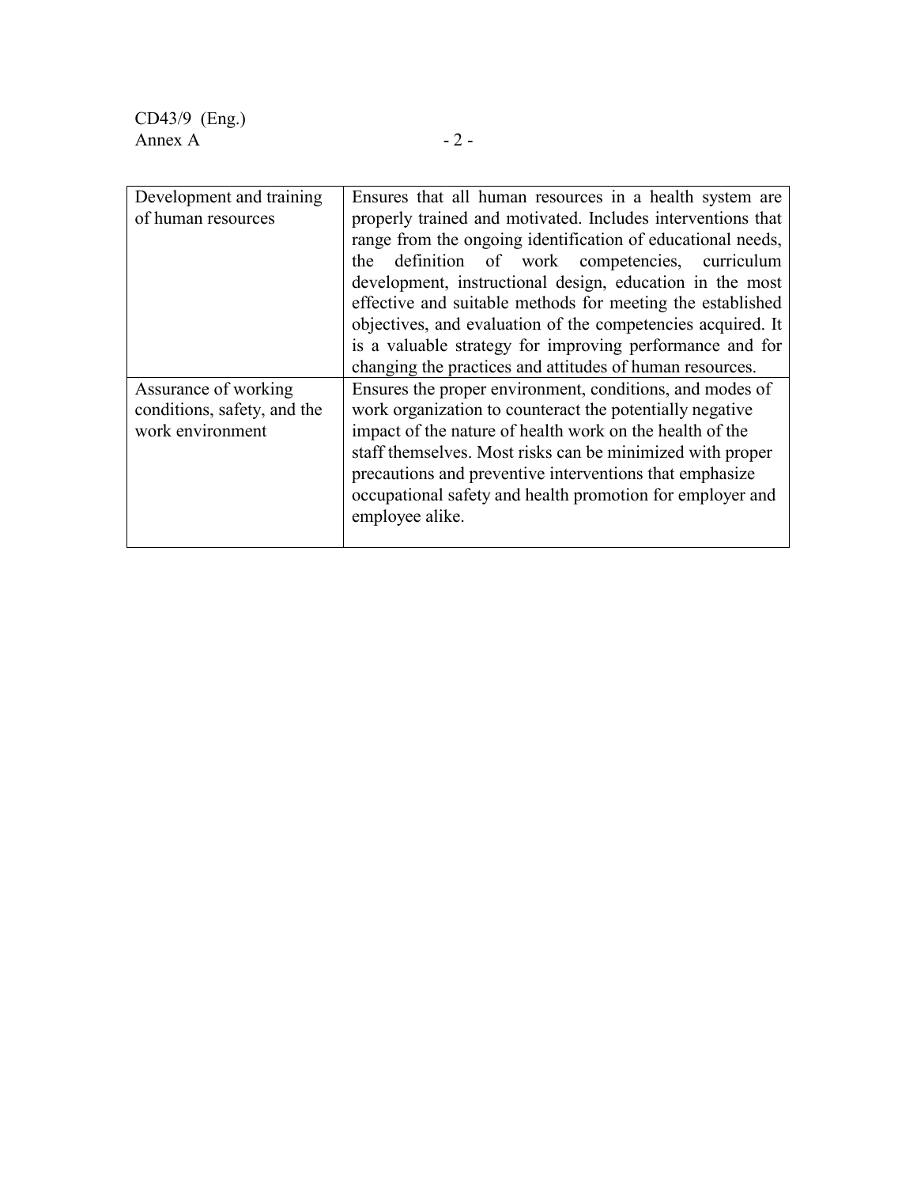| | |
|---|---|
| Development and training of human resources | Ensures that all human resources in a health system are properly trained and motivated. Includes interventions that range from the ongoing identification of educational needs, the definition of work competencies, curriculum development, instructional design, education in the most effective and suitable methods for meeting the established objectives, and evaluation of the competencies acquired. It is a valuable strategy for improving performance and for changing the practices and attitudes of human resources. |
| Assurance of working conditions, safety, and the work environment | Ensures the proper environment, conditions, and modes of work organization to counteract the potentially negative impact of the nature of health work on the health of the staff themselves. Most risks can be minimized with proper precautions and preventive interventions that emphasize occupational safety and health promotion for employer and employee alike. |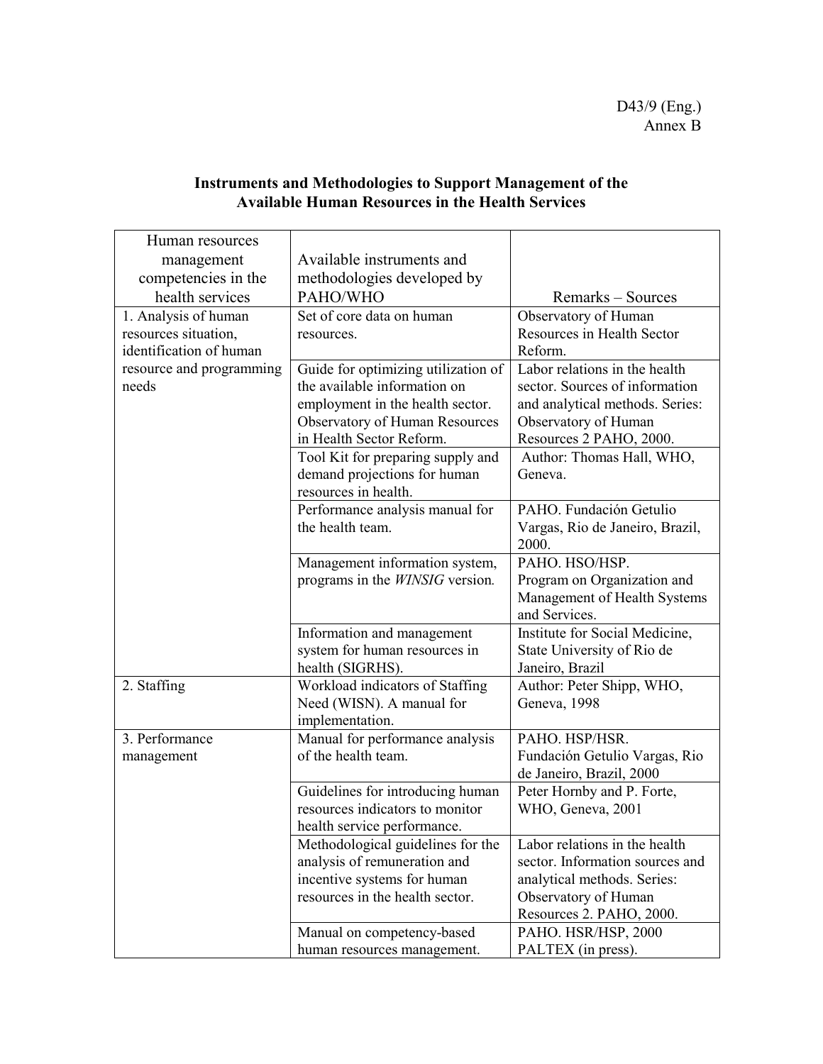D43/9 (Eng.)
Annex B

## Instruments and Methodologies to Support Management of the Available Human Resources in the Health Services

| Human resources management competencies in the health services | Available instruments and methodologies developed by PAHO/WHO | Remarks – Sources |
|---|---|---|
| 1. Analysis of human resources situation, identification of human resource and programming needs | Set of core data on human resources. | Observatory of Human Resources in Health Sector Reform. |
| | Guide for optimizing utilization of the available information on employment in the health sector. Observatory of Human Resources in Health Sector Reform. | Labor relations in the health sector. Sources of information and analytical methods. Series: Observatory of Human Resources 2 PAHO, 2000. |
| | Tool Kit for preparing supply and demand projections for human resources in health. | Author: Thomas Hall, WHO, Geneva. |
| | Performance analysis manual for the health team. | PAHO. Fundación Getulio Vargas, Rio de Janeiro, Brazil, 2000. |
| | Management information system, programs in the *WINSIG* version. | PAHO. HSO/HSP. Program on Organization and Management of Health Systems and Services. |
| | Information and management system for human resources in health (SIGRHS). | Institute for Social Medicine, State University of Rio de Janeiro, Brazil |
| 2. Staffing | Workload indicators of Staffing Need (WISN). A manual for implementation. | Author: Peter Shipp, WHO, Geneva, 1998 |
| 3. Performance management | Manual for performance analysis of the health team. | PAHO. HSP/HSR. Fundación Getulio Vargas, Rio de Janeiro, Brazil, 2000 |
| | Guidelines for introducing human resources indicators to monitor health service performance. | Peter Hornby and P. Forte, WHO, Geneva, 2001 |
| | Methodological guidelines for the analysis of remuneration and incentive systems for human resources in the health sector. | Labor relations in the health sector. Information sources and analytical methods. Series: Observatory of Human Resources 2. PAHO, 2000. |
| | Manual on competency-based human resources management. | PAHO. HSR/HSP, 2000 PALTEX (in press). |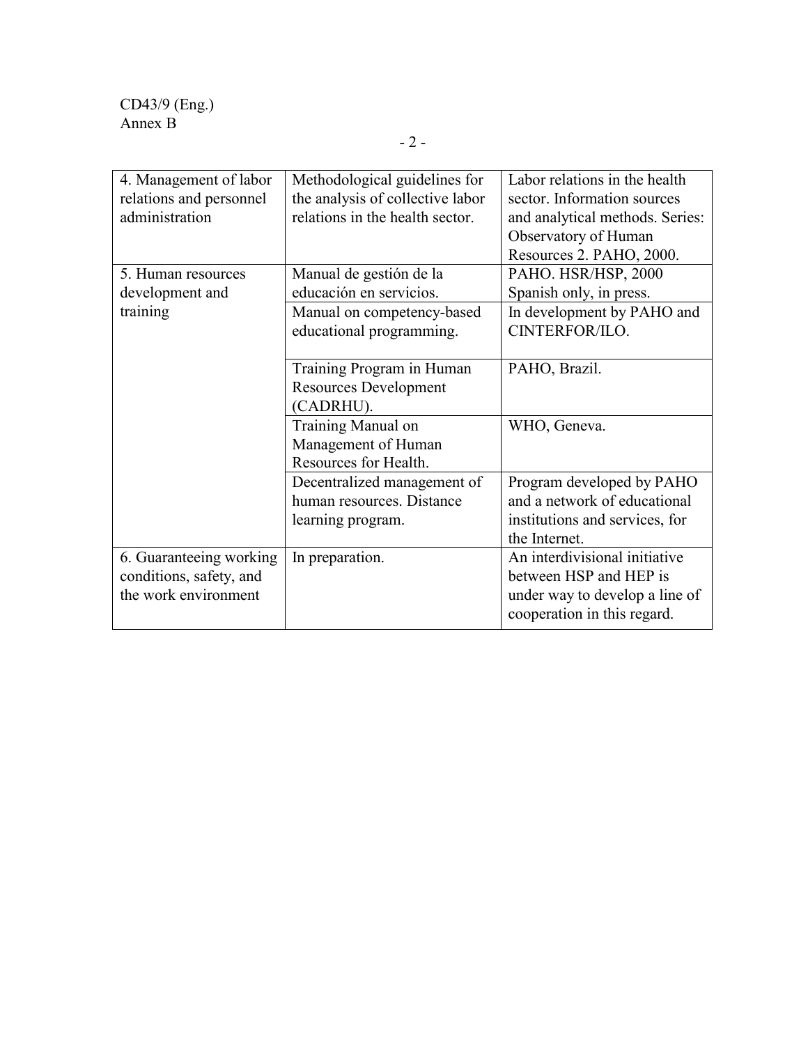| | | |
|---|---|---|
| 4. Management of labor relations and personnel administration | Methodological guidelines for the analysis of collective labor relations in the health sector. | Labor relations in the health sector. Information sources and analytical methods. Series: Observatory of Human Resources 2. PAHO, 2000. |
| 5. Human resources development and training | Manual de gestión de la educación en servicios. | PAHO. HSR/HSP, 2000 Spanish only, in press. |
| | Manual on competency-based educational programming. | In development by PAHO and CINTERFOR/ILO. |
| | Training Program in Human Resources Development (CADRHU). | PAHO, Brazil. |
| | Training Manual on Management of Human Resources for Health. | WHO, Geneva. |
| | Decentralized management of human resources. Distance learning program. | Program developed by PAHO and a network of educational institutions and services, for the Internet. |
| 6. Guaranteeing working conditions, safety, and the work environment | In preparation. | An interdivisional initiative between HSP and HEP is under way to develop a line of cooperation in this regard. |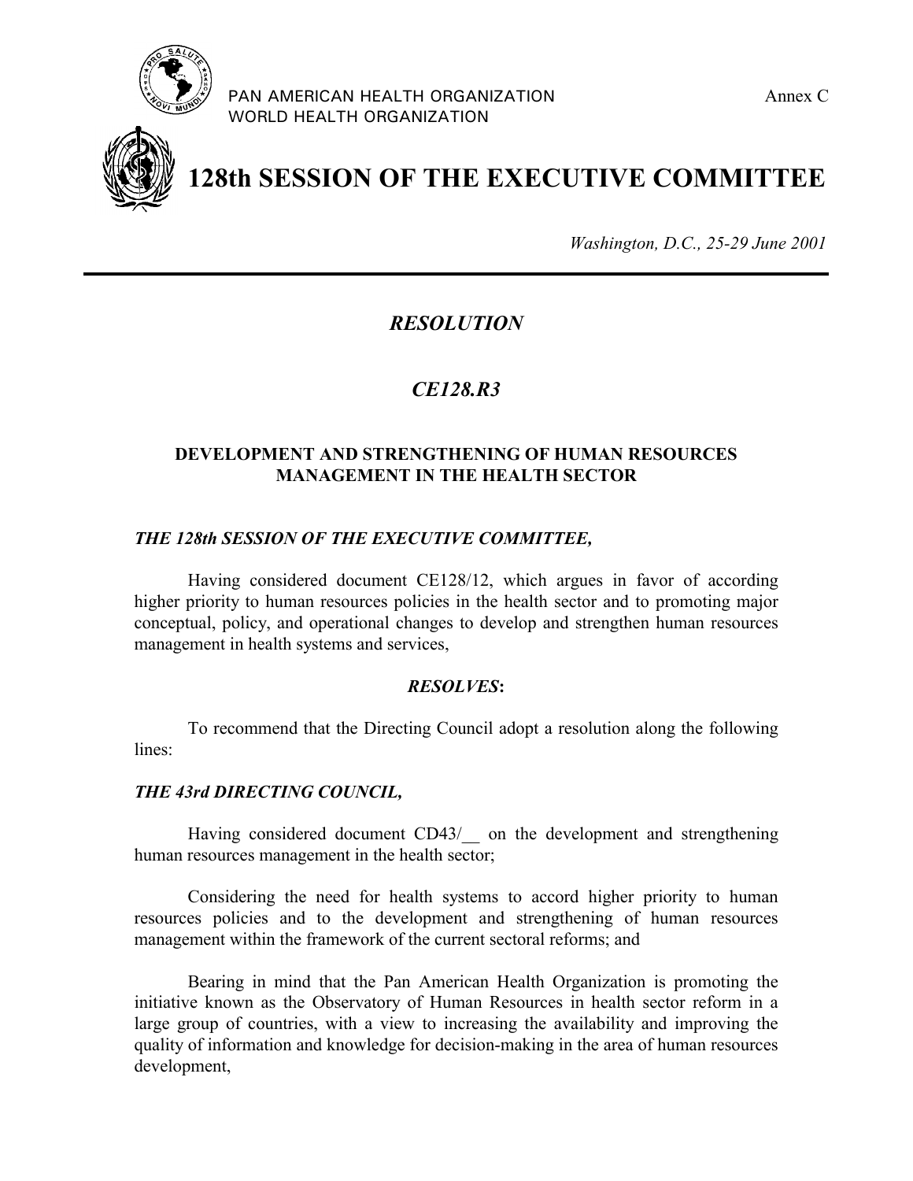PAN AMERICAN HEALTH ORGANIZATION
WORLD HEALTH ORGANIZATION

Annex C

# 128th SESSION OF THE EXECUTIVE COMMITTEE

*Washington, D.C., 25-29 June 2001*

---

## *RESOLUTION*

## *CE128.R3*

### DEVELOPMENT AND STRENGTHENING OF HUMAN RESOURCES MANAGEMENT IN THE HEALTH SECTOR

***THE 128th SESSION OF THE EXECUTIVE COMMITTEE,***

Having considered document CE128/12, which argues in favor of according higher priority to human resources policies in the health sector and to promoting major conceptual, policy, and operational changes to develop and strengthen human resources management in health systems and services,

***RESOLVES*:**

To recommend that the Directing Council adopt a resolution along the following lines:

***THE 43rd DIRECTING COUNCIL,***

Having considered document CD43/__ on the development and strengthening human resources management in the health sector;

Considering the need for health systems to accord higher priority to human resources policies and to the development and strengthening of human resources management within the framework of the current sectoral reforms; and

Bearing in mind that the Pan American Health Organization is promoting the initiative known as the Observatory of Human Resources in health sector reform in a large group of countries, with a view to increasing the availability and improving the quality of information and knowledge for decision-making in the area of human resources development,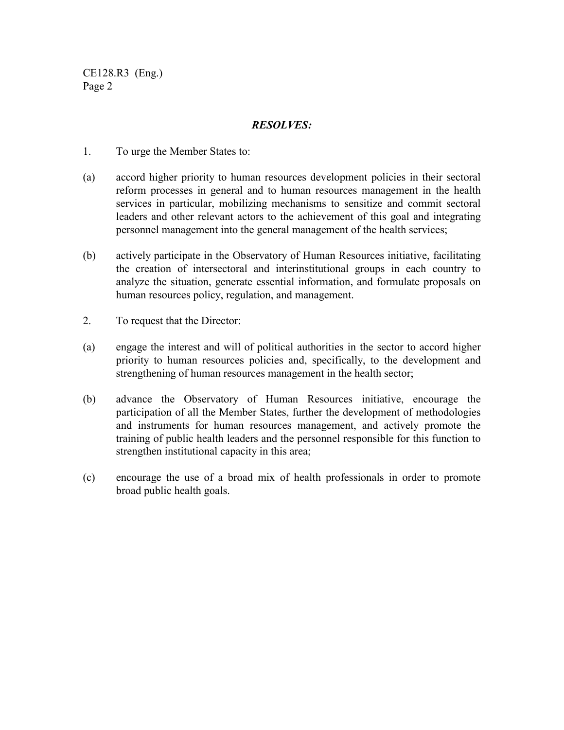***RESOLVES:***

1. To urge the Member States to:

(a) accord higher priority to human resources development policies in their sectoral reform processes in general and to human resources management in the health services in particular, mobilizing mechanisms to sensitize and commit sectoral leaders and other relevant actors to the achievement of this goal and integrating personnel management into the general management of the health services;

(b) actively participate in the Observatory of Human Resources initiative, facilitating the creation of intersectoral and interinstitutional groups in each country to analyze the situation, generate essential information, and formulate proposals on human resources policy, regulation, and management.

2. To request that the Director:

(a) engage the interest and will of political authorities in the sector to accord higher priority to human resources policies and, specifically, to the development and strengthening of human resources management in the health sector;

(b) advance the Observatory of Human Resources initiative, encourage the participation of all the Member States, further the development of methodologies and instruments for human resources management, and actively promote the training of public health leaders and the personnel responsible for this function to strengthen institutional capacity in this area;

(c) encourage the use of a broad mix of health professionals in order to promote broad public health goals.